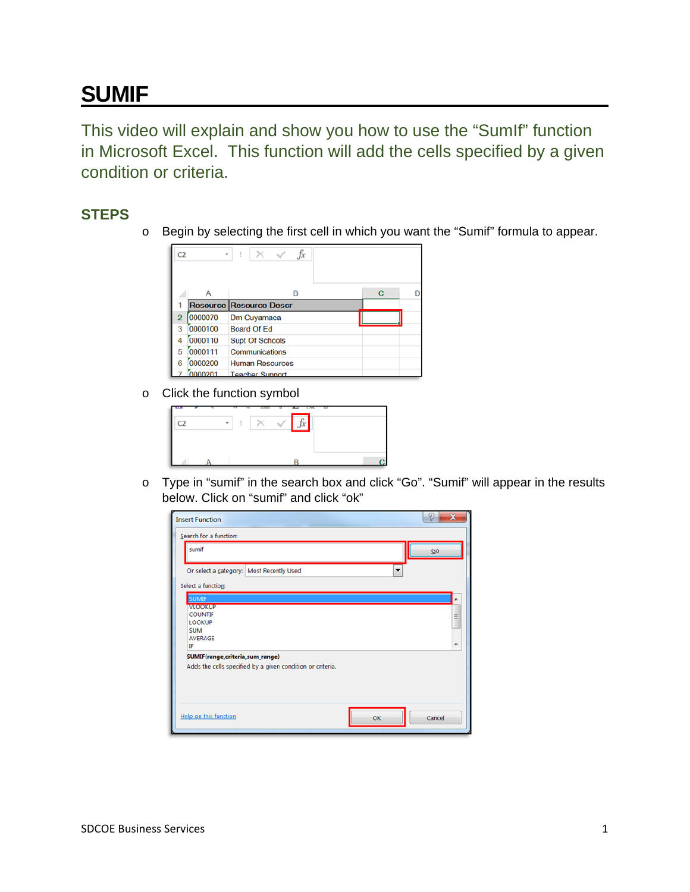# SUMIF

This video will explain and show you how to use the “SumIf” function in Microsoft Excel. This function will add the cells specified by a given condition or criteria.

## STEPS

- Begin by selecting the first cell in which you want the “Sumif” formula to appear.
- Click the function symbol
- Type in “sumif” in the search box and click “Go”. “Sumif” will appear in the results below. Click on “sumif” and click “ok”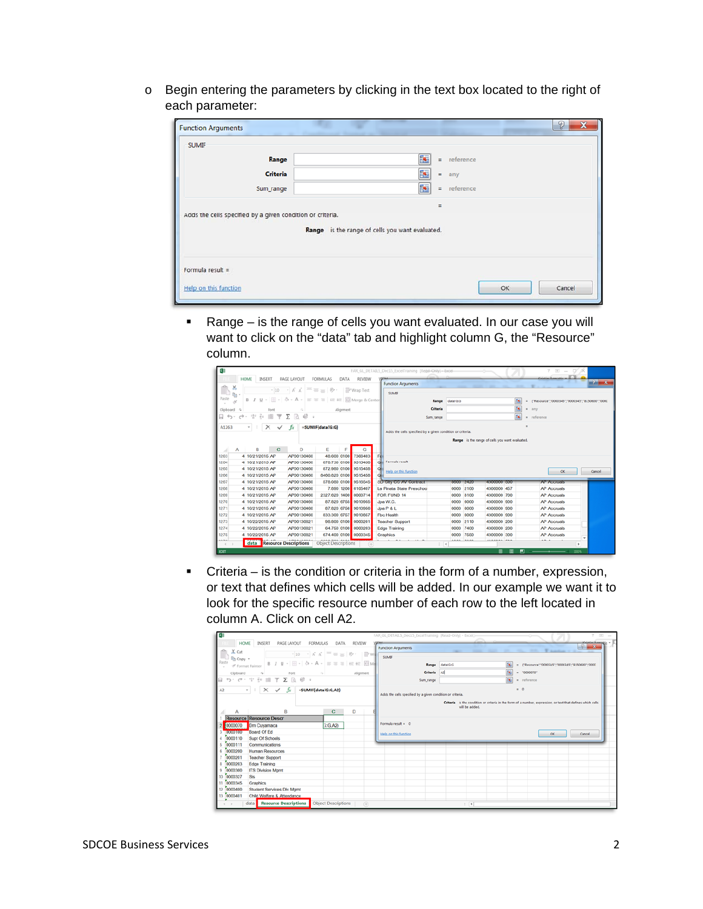- Begin entering the parameters by clicking in the text box located to the right of each parameter:

  - Range – is the range of cells you want evaluated. In our case you will want to click on the "data" tab and highlight column G, the "Resource" column.

  - Criteria – is the condition or criteria in the form of a number, expression, or text that defines which cells will be added. In our example we want it to look for the specific resource number of each row to the left located in column A. Click on cell A2.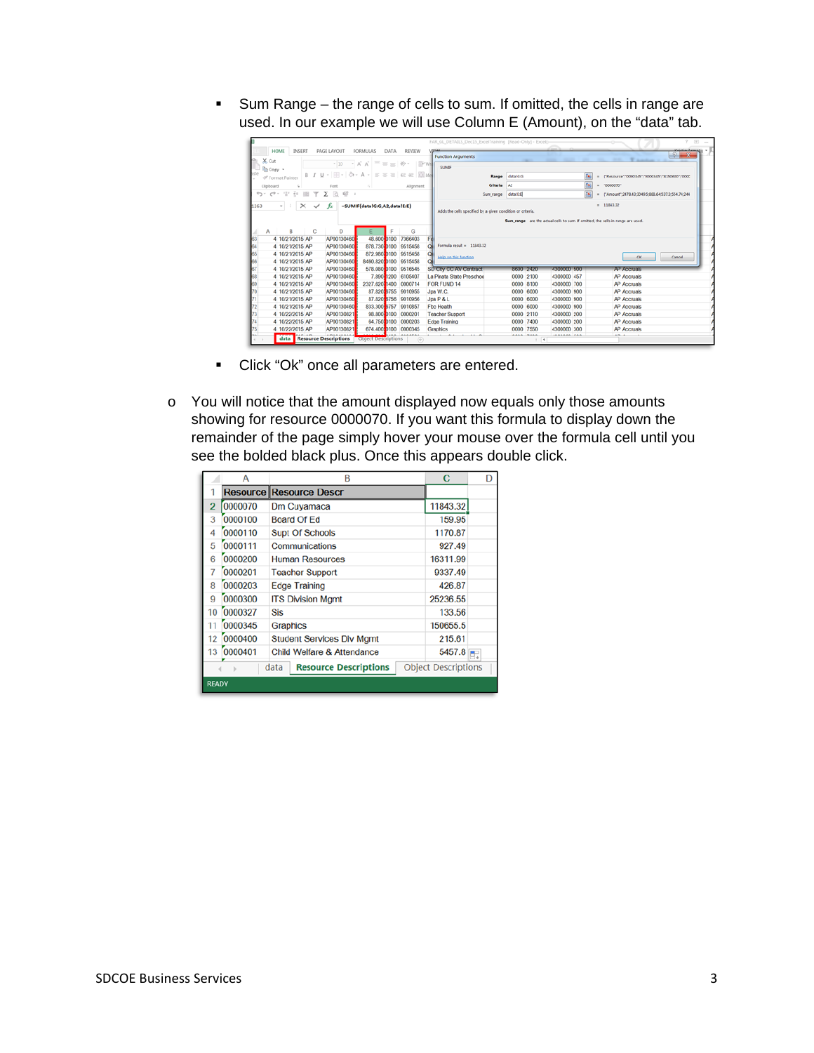- Sum Range – the range of cells to sum. If omitted, the cells in range are used. In our example we will use Column E (Amount), on the "data" tab.

- Click "Ok" once all parameters are entered.

o You will notice that the amount displayed now equals only those amounts showing for resource 0000070. If you want this formula to display down the remainder of the page simply hover your mouse over the formula cell until you see the bolded black plus. Once this appears double click.

| | A | B | C | D |
|---|---|---|---|---|
| 1 | Resource | Resource Descr | | |
| 2 | 0000070 | Dm Cuyamaca | 11843.32 | |
| 3 | 0000100 | Board Of Ed | 159.95 | |
| 4 | 0000110 | Supt Of Schools | 1170.87 | |
| 5 | 0000111 | Communications | 927.49 | |
| 6 | 0000200 | Human Resources | 16311.99 | |
| 7 | 0000201 | Teacher Support | 9337.49 | |
| 8 | 0000203 | Edge Training | 426.87 | |
| 9 | 0000300 | ITS Division Mgmt | 25236.55 | |
| 10 | 0000327 | Sis | 133.56 | |
| 11 | 0000345 | Graphics | 150655.5 | |
| 12 | 0000400 | Student Services Div Mgmt | 215.61 | |
| 13 | 0000401 | Child Welfare & Attendance | 5457.8 | |

data | Resource Descriptions | Object Descriptions

READY